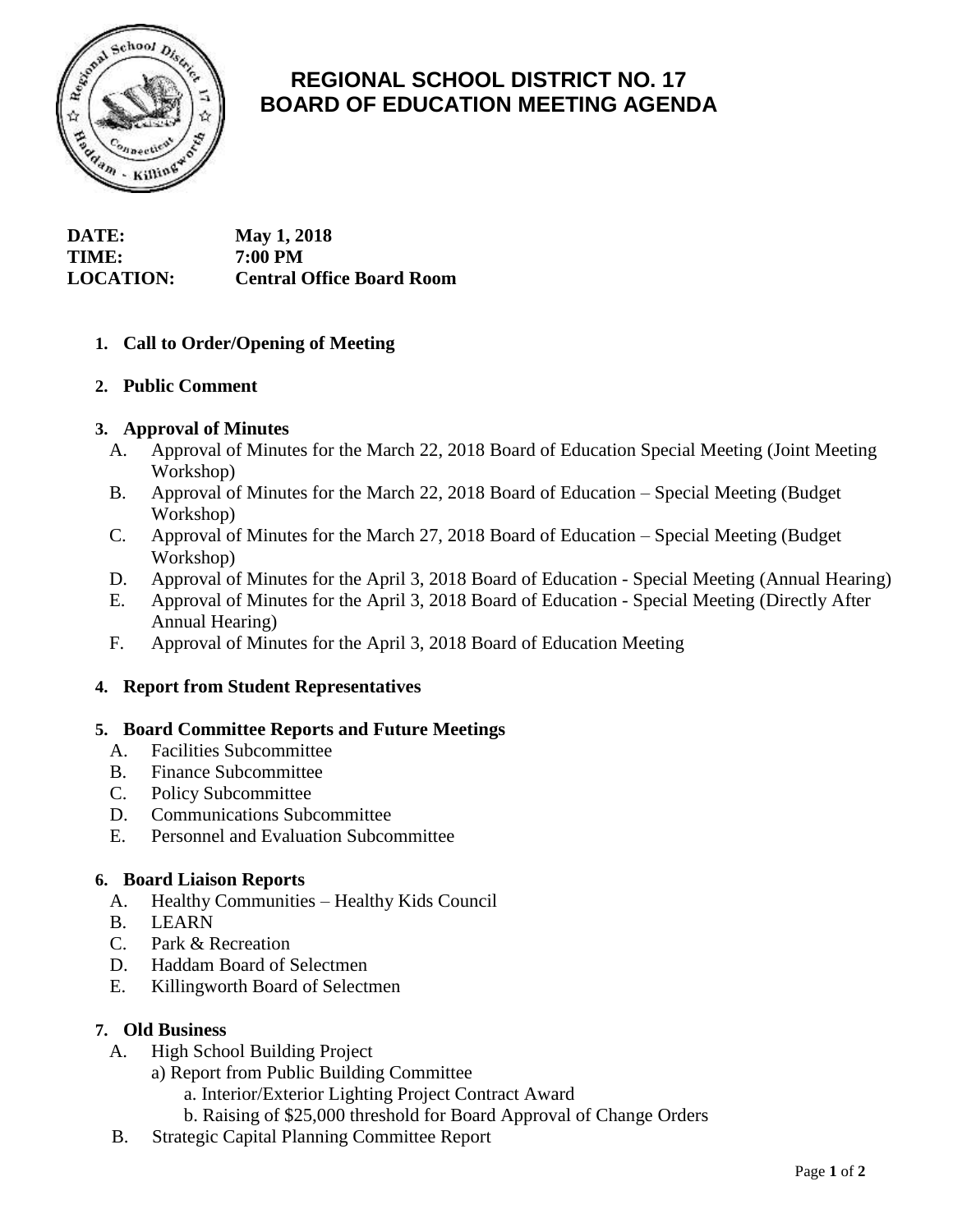# REGIONAL SCHOOL DISTRICT NO. 17
# BOARD OF EDUCATION MEETING AGENDA

**DATE:** May 1, 2018
**TIME:** 7:00 PM
**LOCATION:** Central Office Board Room

1. **Call to Order/Opening of Meeting**

2. **Public Comment**

3. **Approval of Minutes**
   A. Approval of Minutes for the March 22, 2018 Board of Education Special Meeting (Joint Meeting Workshop)
   B. Approval of Minutes for the March 22, 2018 Board of Education – Special Meeting (Budget Workshop)
   C. Approval of Minutes for the March 27, 2018 Board of Education – Special Meeting (Budget Workshop)
   D. Approval of Minutes for the April 3, 2018 Board of Education - Special Meeting (Annual Hearing)
   E. Approval of Minutes for the April 3, 2018 Board of Education - Special Meeting (Directly After Annual Hearing)
   F. Approval of Minutes for the April 3, 2018 Board of Education Meeting

4. **Report from Student Representatives**

5. **Board Committee Reports and Future Meetings**
   A. Facilities Subcommittee
   B. Finance Subcommittee
   C. Policy Subcommittee
   D. Communications Subcommittee
   E. Personnel and Evaluation Subcommittee

6. **Board Liaison Reports**
   A. Healthy Communities – Healthy Kids Council
   B. LEARN
   C. Park & Recreation
   D. Haddam Board of Selectmen
   E. Killingworth Board of Selectmen

7. **Old Business**
   A. High School Building Project
      a) Report from Public Building Committee
         a. Interior/Exterior Lighting Project Contract Award
         b. Raising of $25,000 threshold for Board Approval of Change Orders
   B. Strategic Capital Planning Committee Report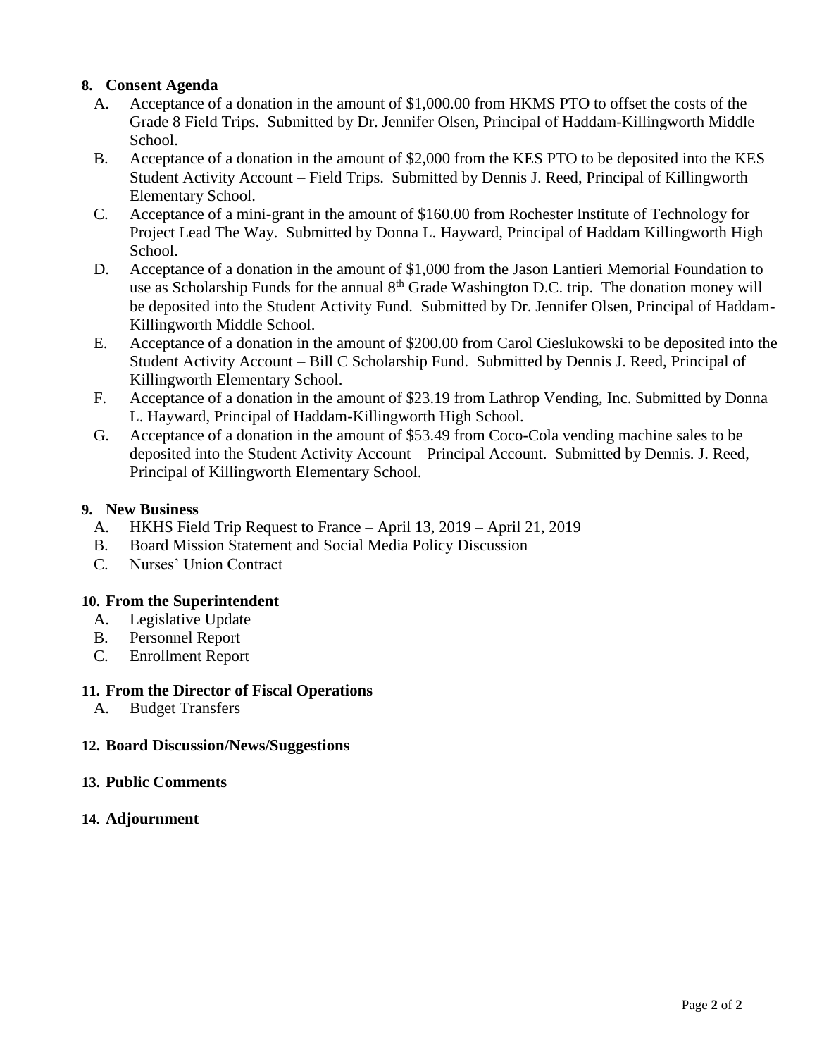**8. Consent Agenda**

A. Acceptance of a donation in the amount of $1,000.00 from HKMS PTO to offset the costs of the Grade 8 Field Trips. Submitted by Dr. Jennifer Olsen, Principal of Haddam-Killingworth Middle School.

B. Acceptance of a donation in the amount of $2,000 from the KES PTO to be deposited into the KES Student Activity Account – Field Trips. Submitted by Dennis J. Reed, Principal of Killingworth Elementary School.

C. Acceptance of a mini-grant in the amount of $160.00 from Rochester Institute of Technology for Project Lead The Way. Submitted by Donna L. Hayward, Principal of Haddam Killingworth High School.

D. Acceptance of a donation in the amount of $1,000 from the Jason Lantieri Memorial Foundation to use as Scholarship Funds for the annual 8th Grade Washington D.C. trip. The donation money will be deposited into the Student Activity Fund. Submitted by Dr. Jennifer Olsen, Principal of Haddam-Killingworth Middle School.

E. Acceptance of a donation in the amount of $200.00 from Carol Cieslukowski to be deposited into the Student Activity Account – Bill C Scholarship Fund. Submitted by Dennis J. Reed, Principal of Killingworth Elementary School.

F. Acceptance of a donation in the amount of $23.19 from Lathrop Vending, Inc. Submitted by Donna L. Hayward, Principal of Haddam-Killingworth High School.

G. Acceptance of a donation in the amount of $53.49 from Coco-Cola vending machine sales to be deposited into the Student Activity Account – Principal Account. Submitted by Dennis. J. Reed, Principal of Killingworth Elementary School.

**9. New Business**

A. HKHS Field Trip Request to France – April 13, 2019 – April 21, 2019

B. Board Mission Statement and Social Media Policy Discussion

C. Nurses' Union Contract

**10. From the Superintendent**

A. Legislative Update

B. Personnel Report

C. Enrollment Report

**11. From the Director of Fiscal Operations**

A. Budget Transfers

**12. Board Discussion/News/Suggestions**

**13. Public Comments**

**14. Adjournment**